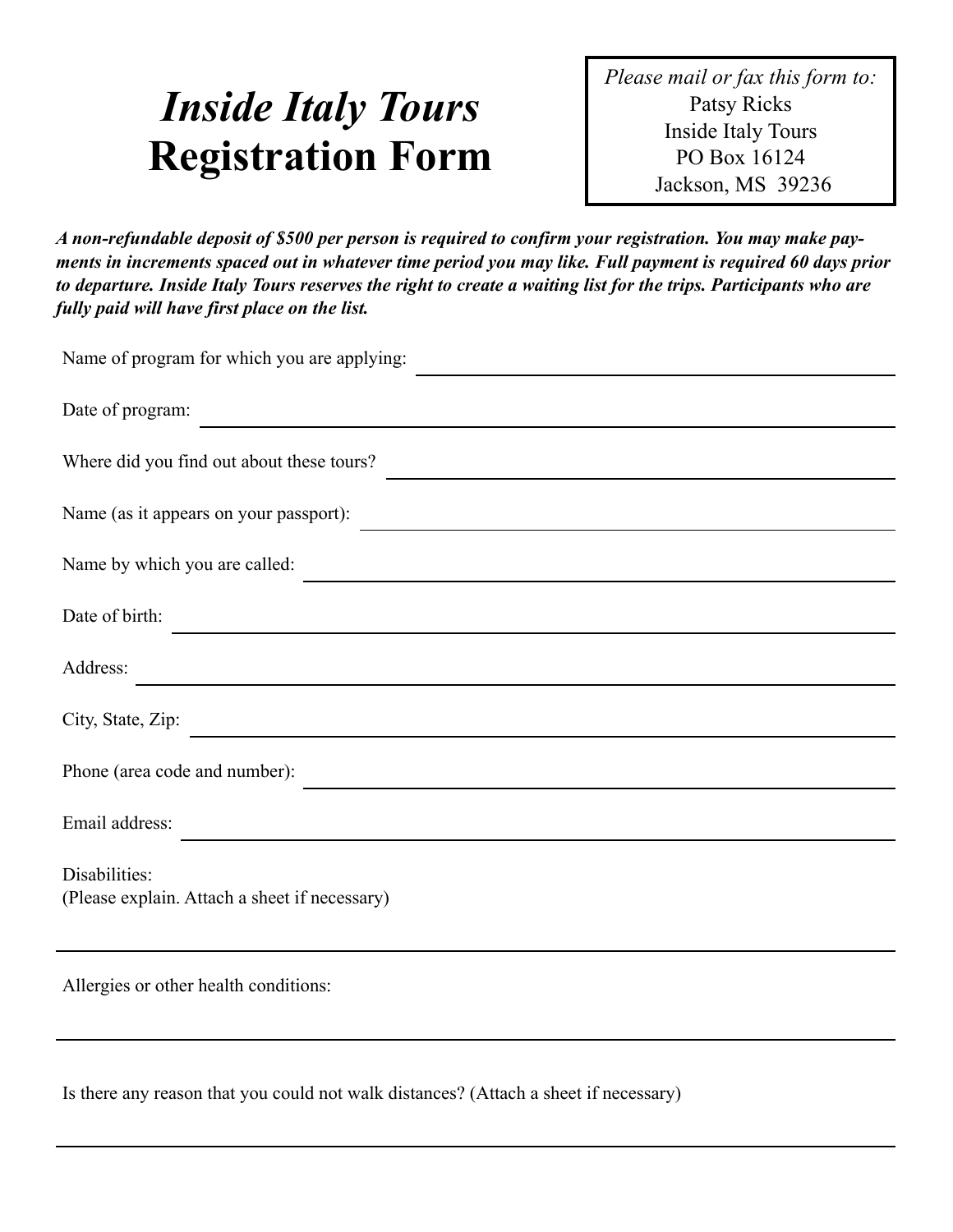# *Inside Italy Tours* Registration Form

*Please mail or fax this form to:*
Patsy Ricks
Inside Italy Tours
PO Box 16124
Jackson, MS 39236

***A non-refundable deposit of $500 per person is required to confirm your registration. You may make payments in increments spaced out in whatever time period you may like. Full payment is required 60 days prior to departure. Inside Italy Tours reserves the right to create a waiting list for the trips. Participants who are fully paid will have first place on the list.***

Name of program for which you are applying: ______________________________

Date of program: ______________________________

Where did you find out about these tours? ______________________________

Name (as it appears on your passport): ______________________________

Name by which you are called: ______________________________

Date of birth: ______________________________

Address: ______________________________

City, State, Zip: ______________________________

Phone (area code and number): ______________________________

Email address: ______________________________

Disabilities:
(Please explain. Attach a sheet if necessary)

______________________________

Allergies or other health conditions:

______________________________

Is there any reason that you could not walk distances? (Attach a sheet if necessary)

______________________________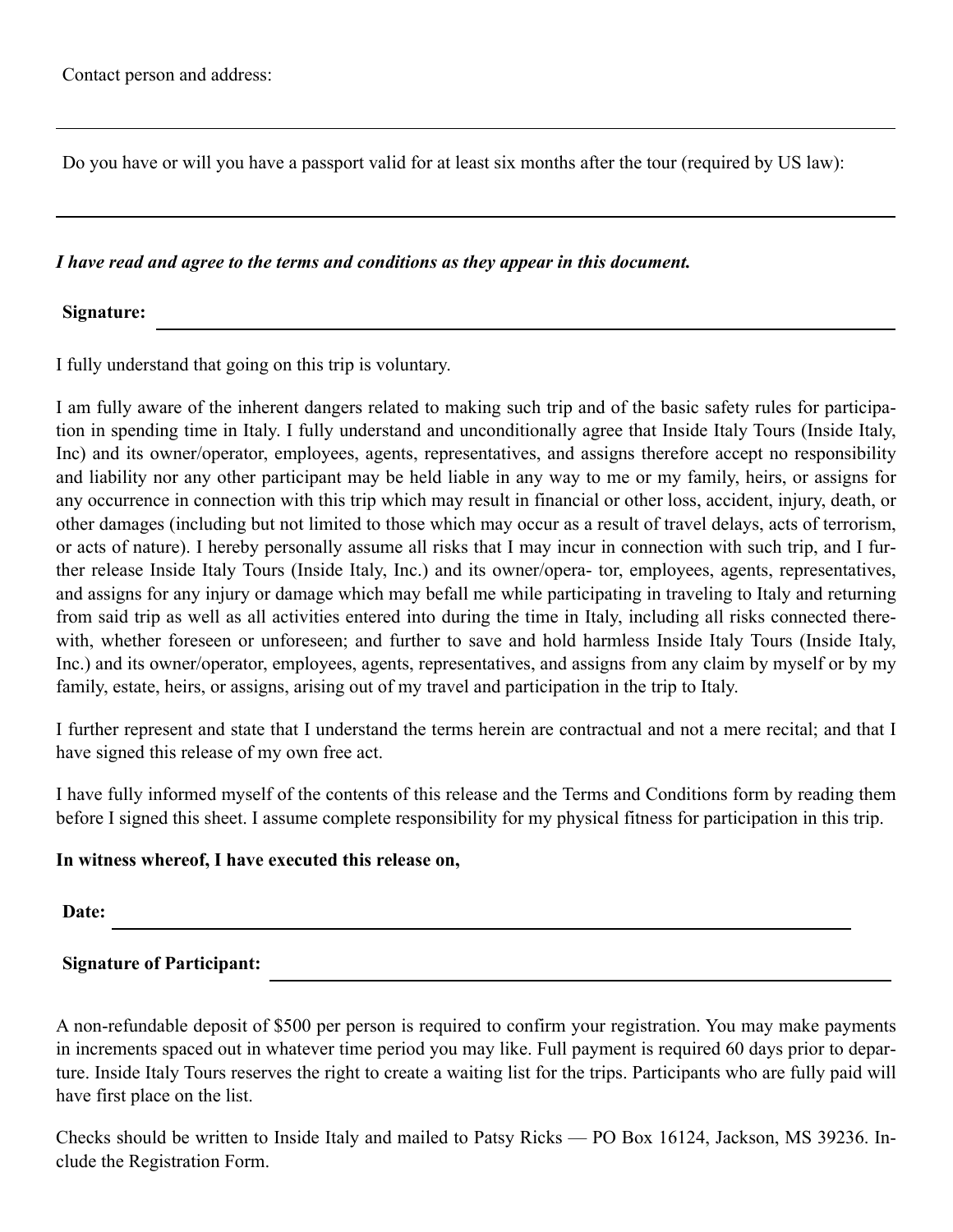Contact person and address:

---

Do you have or will you have a passport valid for at least six months after the tour (required by US law):

---

***I have read and agree to the terms and conditions as they appear in this document.***

**Signature:** ______________________________

I fully understand that going on this trip is voluntary.

I am fully aware of the inherent dangers related to making such trip and of the basic safety rules for participation in spending time in Italy. I fully understand and unconditionally agree that Inside Italy Tours (Inside Italy, Inc) and its owner/operator, employees, agents, representatives, and assigns therefore accept no responsibility and liability nor any other participant may be held liable in any way to me or my family, heirs, or assigns for any occurrence in connection with this trip which may result in financial or other loss, accident, injury, death, or other damages (including but not limited to those which may occur as a result of travel delays, acts of terrorism, or acts of nature). I hereby personally assume all risks that I may incur in connection with such trip, and I further release Inside Italy Tours (Inside Italy, Inc.) and its owner/operator, employees, agents, representatives, and assigns for any injury or damage which may befall me while participating in traveling to Italy and returning from said trip as well as all activities entered into during the time in Italy, including all risks connected therewith, whether foreseen or unforeseen; and further to save and hold harmless Inside Italy Tours (Inside Italy, Inc.) and its owner/operator, employees, agents, representatives, and assigns from any claim by myself or by my family, estate, heirs, or assigns, arising out of my travel and participation in the trip to Italy.

I further represent and state that I understand the terms herein are contractual and not a mere recital; and that I have signed this release of my own free act.

I have fully informed myself of the contents of this release and the Terms and Conditions form by reading them before I signed this sheet. I assume complete responsibility for my physical fitness for participation in this trip.

**In witness whereof, I have executed this release on,**

**Date:** ______________________________

**Signature of Participant:** ______________________________

A non-refundable deposit of $500 per person is required to confirm your registration. You may make payments in increments spaced out in whatever time period you may like. Full payment is required 60 days prior to departure. Inside Italy Tours reserves the right to create a waiting list for the trips. Participants who are fully paid will have first place on the list.

Checks should be written to Inside Italy and mailed to Patsy Ricks — PO Box 16124, Jackson, MS 39236. Include the Registration Form.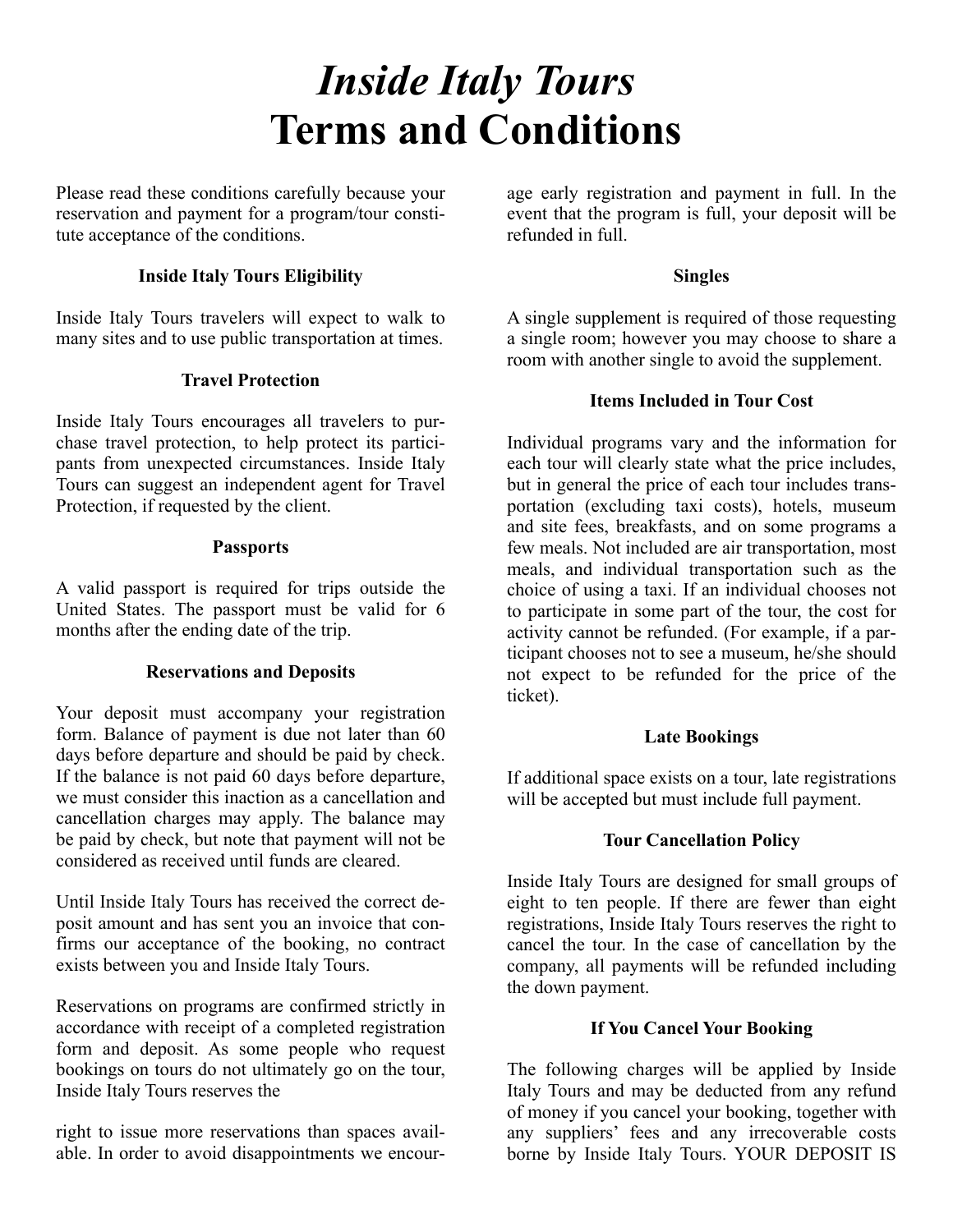# *Inside Italy Tours*
# Terms and Conditions

Please read these conditions carefully because your reservation and payment for a program/tour constitute acceptance of the conditions.

### Inside Italy Tours Eligibility

Inside Italy Tours travelers will expect to walk to many sites and to use public transportation at times.

### Travel Protection

Inside Italy Tours encourages all travelers to purchase travel protection, to help protect its participants from unexpected circumstances. Inside Italy Tours can suggest an independent agent for Travel Protection, if requested by the client.

### Passports

A valid passport is required for trips outside the United States. The passport must be valid for 6 months after the ending date of the trip.

### Reservations and Deposits

Your deposit must accompany your registration form. Balance of payment is due not later than 60 days before departure and should be paid by check. If the balance is not paid 60 days before departure, we must consider this inaction as a cancellation and cancellation charges may apply. The balance may be paid by check, but note that payment will not be considered as received until funds are cleared.

Until Inside Italy Tours has received the correct deposit amount and has sent you an invoice that confirms our acceptance of the booking, no contract exists between you and Inside Italy Tours.

Reservations on programs are confirmed strictly in accordance with receipt of a completed registration form and deposit. As some people who request bookings on tours do not ultimately go on the tour, Inside Italy Tours reserves the right to issue more reservations than spaces available. In order to avoid disappointments we encourage early registration and payment in full. In the event that the program is full, your deposit will be refunded in full.

### Singles

A single supplement is required of those requesting a single room; however you may choose to share a room with another single to avoid the supplement.

### Items Included in Tour Cost

Individual programs vary and the information for each tour will clearly state what the price includes, but in general the price of each tour includes transportation (excluding taxi costs), hotels, museum and site fees, breakfasts, and on some programs a few meals. Not included are air transportation, most meals, and individual transportation such as the choice of using a taxi. If an individual chooses not to participate in some part of the tour, the cost for activity cannot be refunded. (For example, if a participant chooses not to see a museum, he/she should not expect to be refunded for the price of the ticket).

### Late Bookings

If additional space exists on a tour, late registrations will be accepted but must include full payment.

### Tour Cancellation Policy

Inside Italy Tours are designed for small groups of eight to ten people. If there are fewer than eight registrations, Inside Italy Tours reserves the right to cancel the tour. In the case of cancellation by the company, all payments will be refunded including the down payment.

### If You Cancel Your Booking

The following charges will be applied by Inside Italy Tours and may be deducted from any refund of money if you cancel your booking, together with any suppliers' fees and any irrecoverable costs borne by Inside Italy Tours. YOUR DEPOSIT IS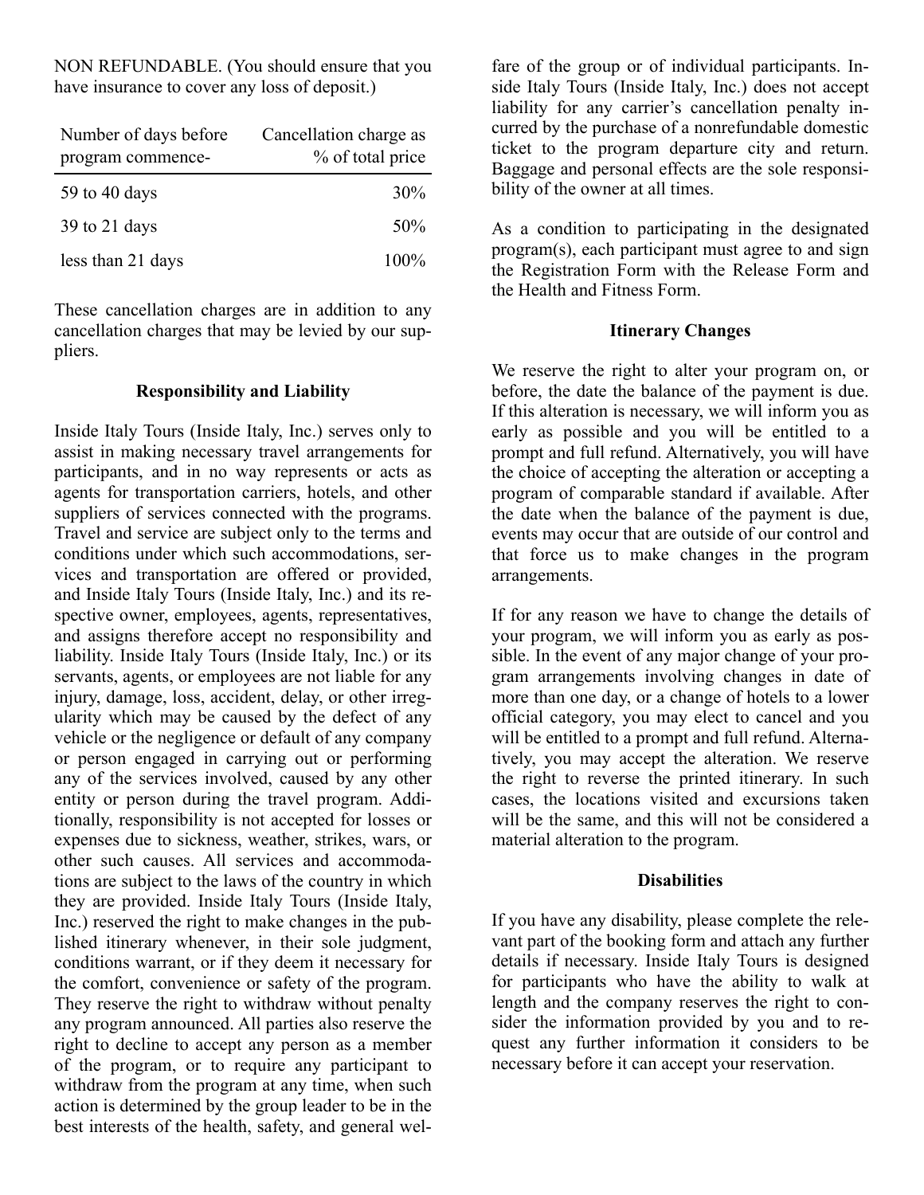NON REFUNDABLE. (You should ensure that you have insurance to cover any loss of deposit.)

| Number of days before program commence- | Cancellation charge as % of total price |
|---|---|
| 59 to 40 days | 30% |
| 39 to 21 days | 50% |
| less than 21 days | 100% |

These cancellation charges are in addition to any cancellation charges that may be levied by our suppliers.

### Responsibility and Liability

Inside Italy Tours (Inside Italy, Inc.) serves only to assist in making necessary travel arrangements for participants, and in no way represents or acts as agents for transportation carriers, hotels, and other suppliers of services connected with the programs. Travel and service are subject only to the terms and conditions under which such accommodations, services and transportation are offered or provided, and Inside Italy Tours (Inside Italy, Inc.) and its respective owner, employees, agents, representatives, and assigns therefore accept no responsibility and liability. Inside Italy Tours (Inside Italy, Inc.) or its servants, agents, or employees are not liable for any injury, damage, loss, accident, delay, or other irregularity which may be caused by the defect of any vehicle or the negligence or default of any company or person engaged in carrying out or performing any of the services involved, caused by any other entity or person during the travel program. Additionally, responsibility is not accepted for losses or expenses due to sickness, weather, strikes, wars, or other such causes. All services and accommodations are subject to the laws of the country in which they are provided. Inside Italy Tours (Inside Italy, Inc.) reserved the right to make changes in the published itinerary whenever, in their sole judgment, conditions warrant, or if they deem it necessary for the comfort, convenience or safety of the program. They reserve the right to withdraw without penalty any program announced. All parties also reserve the right to decline to accept any person as a member of the program, or to require any participant to withdraw from the program at any time, when such action is determined by the group leader to be in the best interests of the health, safety, and general welfare of the group or of individual participants. Inside Italy Tours (Inside Italy, Inc.) does not accept liability for any carrier's cancellation penalty incurred by the purchase of a nonrefundable domestic ticket to the program departure city and return. Baggage and personal effects are the sole responsibility of the owner at all times.

As a condition to participating in the designated program(s), each participant must agree to and sign the Registration Form with the Release Form and the Health and Fitness Form.

### Itinerary Changes

We reserve the right to alter your program on, or before, the date the balance of the payment is due. If this alteration is necessary, we will inform you as early as possible and you will be entitled to a prompt and full refund. Alternatively, you will have the choice of accepting the alteration or accepting a program of comparable standard if available. After the date when the balance of the payment is due, events may occur that are outside of our control and that force us to make changes in the program arrangements.

If for any reason we have to change the details of your program, we will inform you as early as possible. In the event of any major change of your program arrangements involving changes in date of more than one day, or a change of hotels to a lower official category, you may elect to cancel and you will be entitled to a prompt and full refund. Alternatively, you may accept the alteration. We reserve the right to reverse the printed itinerary. In such cases, the locations visited and excursions taken will be the same, and this will not be considered a material alteration to the program.

### Disabilities

If you have any disability, please complete the relevant part of the booking form and attach any further details if necessary. Inside Italy Tours is designed for participants who have the ability to walk at length and the company reserves the right to consider the information provided by you and to request any further information it considers to be necessary before it can accept your reservation.